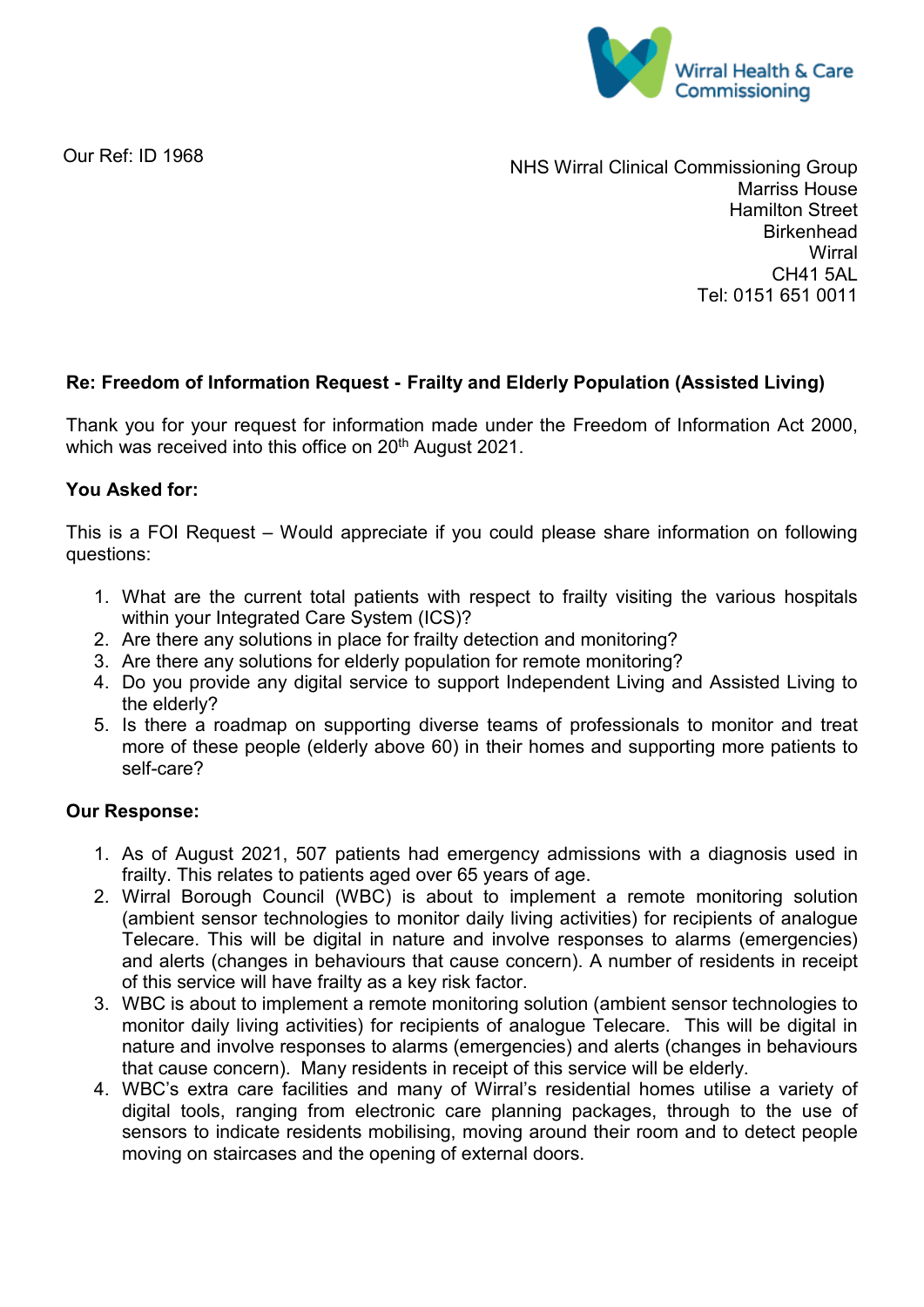Wirral Health & Care Commissioning

Our Ref: ID 1968

NHS Wirral Clinical Commissioning Group
Marriss House
Hamilton Street
Birkenhead
Wirral
CH41 5AL
Tel: 0151 651 0011

**Re: Freedom of Information Request - Frailty and Elderly Population (Assisted Living)**

Thank you for your request for information made under the Freedom of Information Act 2000, which was received into this office on 20th August 2021.

**You Asked for:**

This is a FOI Request – Would appreciate if you could please share information on following questions:

1. What are the current total patients with respect to frailty visiting the various hospitals within your Integrated Care System (ICS)?
2. Are there any solutions in place for frailty detection and monitoring?
3. Are there any solutions for elderly population for remote monitoring?
4. Do you provide any digital service to support Independent Living and Assisted Living to the elderly?
5. Is there a roadmap on supporting diverse teams of professionals to monitor and treat more of these people (elderly above 60) in their homes and supporting more patients to self-care?

**Our Response:**

1. As of August 2021, 507 patients had emergency admissions with a diagnosis used in frailty. This relates to patients aged over 65 years of age.
2. Wirral Borough Council (WBC) is about to implement a remote monitoring solution (ambient sensor technologies to monitor daily living activities) for recipients of analogue Telecare. This will be digital in nature and involve responses to alarms (emergencies) and alerts (changes in behaviours that cause concern). A number of residents in receipt of this service will have frailty as a key risk factor.
3. WBC is about to implement a remote monitoring solution (ambient sensor technologies to monitor daily living activities) for recipients of analogue Telecare. This will be digital in nature and involve responses to alarms (emergencies) and alerts (changes in behaviours that cause concern). Many residents in receipt of this service will be elderly.
4. WBC's extra care facilities and many of Wirral's residential homes utilise a variety of digital tools, ranging from electronic care planning packages, through to the use of sensors to indicate residents mobilising, moving around their room and to detect people moving on staircases and the opening of external doors.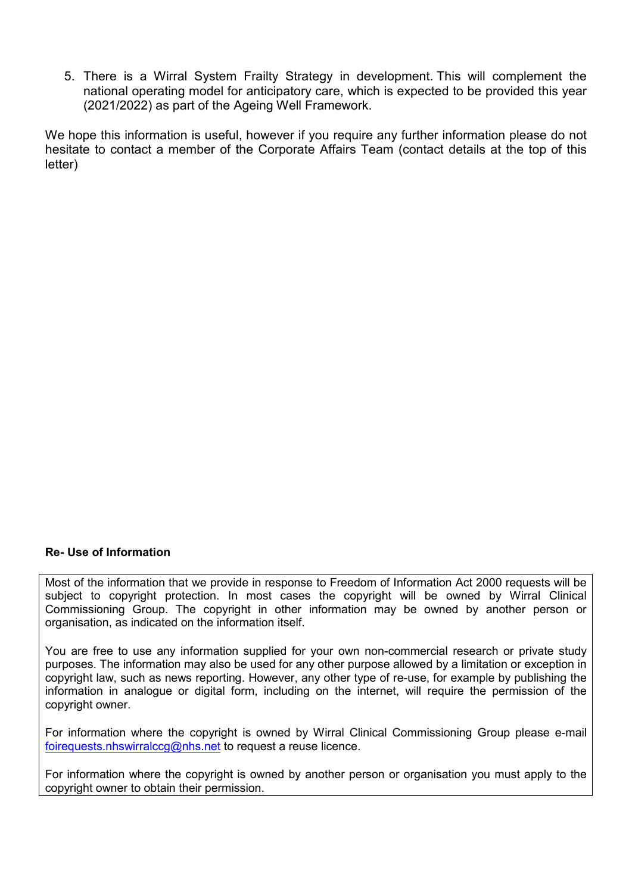5. There is a Wirral System Frailty Strategy in development. This will complement the national operating model for anticipatory care, which is expected to be provided this year (2021/2022) as part of the Ageing Well Framework.

We hope this information is useful, however if you require any further information please do not hesitate to contact a member of the Corporate Affairs Team (contact details at the top of this letter)

**Re- Use of Information**

Most of the information that we provide in response to Freedom of Information Act 2000 requests will be subject to copyright protection. In most cases the copyright will be owned by Wirral Clinical Commissioning Group. The copyright in other information may be owned by another person or organisation, as indicated on the information itself.

You are free to use any information supplied for your own non-commercial research or private study purposes. The information may also be used for any other purpose allowed by a limitation or exception in copyright law, such as news reporting. However, any other type of re-use, for example by publishing the information in analogue or digital form, including on the internet, will require the permission of the copyright owner.

For information where the copyright is owned by Wirral Clinical Commissioning Group please e-mail foirequests.nhswirralccg@nhs.net to request a reuse licence.

For information where the copyright is owned by another person or organisation you must apply to the copyright owner to obtain their permission.